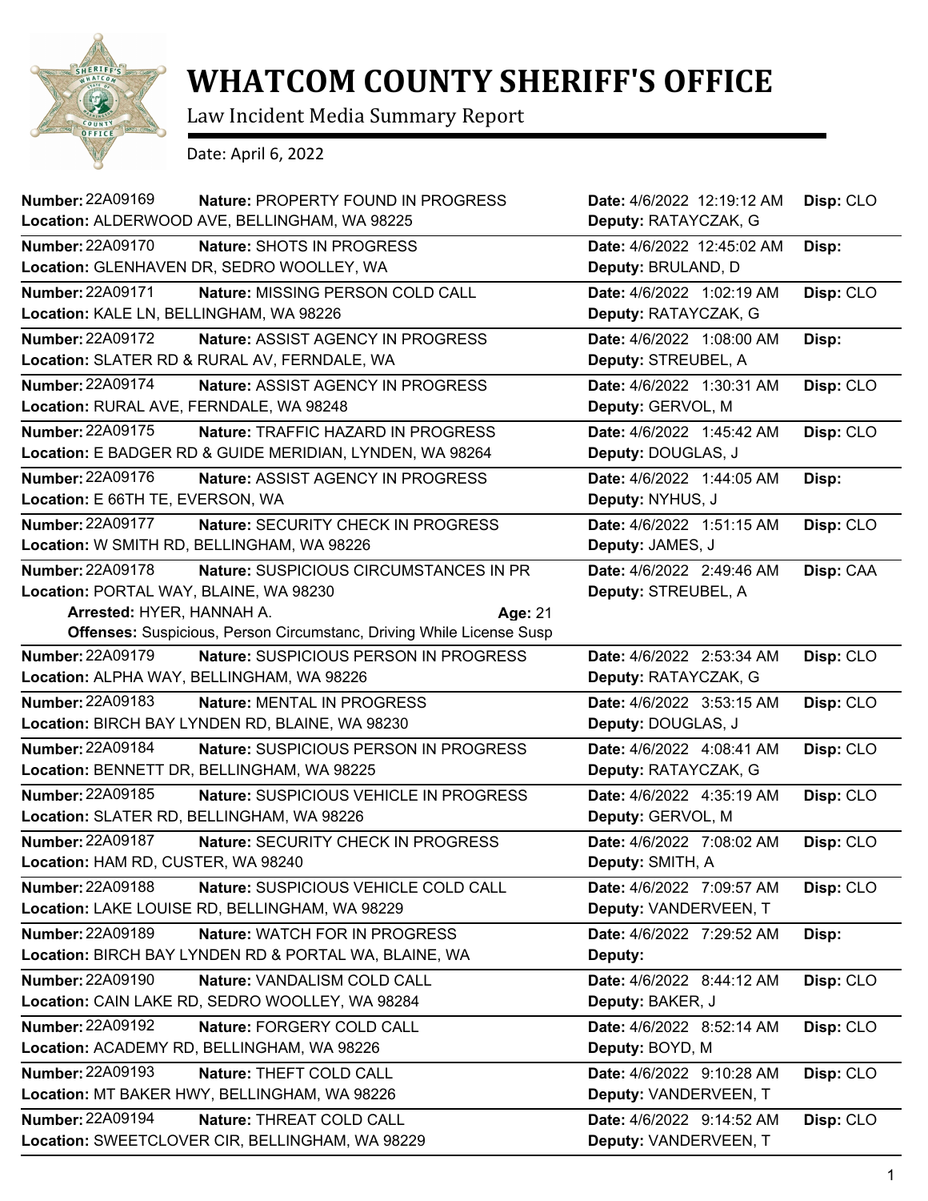# WHATCOM COUNTY SHERIFF'S OFFICE

Law Incident Media Summary Report

Date: April 6, 2022

**Number:** 22A09169 **Nature:** PROPERTY FOUND IN PROGRESS **Date:** 4/6/2022 12:19:12 AM **Disp:** CLO
**Location:** ALDERWOOD AVE, BELLINGHAM, WA 98225 **Deputy:** RATAYCZAK, G

---

**Number:** 22A09170 **Nature:** SHOTS IN PROGRESS **Date:** 4/6/2022 12:45:02 AM **Disp:**
**Location:** GLENHAVEN DR, SEDRO WOOLLEY, WA **Deputy:** BRULAND, D

---

**Number:** 22A09171 **Nature:** MISSING PERSON COLD CALL **Date:** 4/6/2022 1:02:19 AM **Disp:** CLO
**Location:** KALE LN, BELLINGHAM, WA 98226 **Deputy:** RATAYCZAK, G

---

**Number:** 22A09172 **Nature:** ASSIST AGENCY IN PROGRESS **Date:** 4/6/2022 1:08:00 AM **Disp:**
**Location:** SLATER RD & RURAL AV, FERNDALE, WA **Deputy:** STREUBEL, A

---

**Number:** 22A09174 **Nature:** ASSIST AGENCY IN PROGRESS **Date:** 4/6/2022 1:30:31 AM **Disp:** CLO
**Location:** RURAL AVE, FERNDALE, WA 98248 **Deputy:** GERVOL, M

---

**Number:** 22A09175 **Nature:** TRAFFIC HAZARD IN PROGRESS **Date:** 4/6/2022 1:45:42 AM **Disp:** CLO
**Location:** E BADGER RD & GUIDE MERIDIAN, LYNDEN, WA 98264 **Deputy:** DOUGLAS, J

---

**Number:** 22A09176 **Nature:** ASSIST AGENCY IN PROGRESS **Date:** 4/6/2022 1:44:05 AM **Disp:**
**Location:** E 66TH TE, EVERSON, WA **Deputy:** NYHUS, J

---

**Number:** 22A09177 **Nature:** SECURITY CHECK IN PROGRESS **Date:** 4/6/2022 1:51:15 AM **Disp:** CLO
**Location:** W SMITH RD, BELLINGHAM, WA 98226 **Deputy:** JAMES, J

---

**Number:** 22A09178 **Nature:** SUSPICIOUS CIRCUMSTANCES IN PR **Date:** 4/6/2022 2:49:46 AM **Disp:** CAA
**Location:** PORTAL WAY, BLAINE, WA 98230 **Deputy:** STREUBEL, A
**Arrested:** HYER, HANNAH A. **Age:** 21
**Offenses:** Suspicious, Person Circumstanc, Driving While License Susp

---

**Number:** 22A09179 **Nature:** SUSPICIOUS PERSON IN PROGRESS **Date:** 4/6/2022 2:53:34 AM **Disp:** CLO
**Location:** ALPHA WAY, BELLINGHAM, WA 98226 **Deputy:** RATAYCZAK, G

---

**Number:** 22A09183 **Nature:** MENTAL IN PROGRESS **Date:** 4/6/2022 3:53:15 AM **Disp:** CLO
**Location:** BIRCH BAY LYNDEN RD, BLAINE, WA 98230 **Deputy:** DOUGLAS, J

---

**Number:** 22A09184 **Nature:** SUSPICIOUS PERSON IN PROGRESS **Date:** 4/6/2022 4:08:41 AM **Disp:** CLO
**Location:** BENNETT DR, BELLINGHAM, WA 98225 **Deputy:** RATAYCZAK, G

---

**Number:** 22A09185 **Nature:** SUSPICIOUS VEHICLE IN PROGRESS **Date:** 4/6/2022 4:35:19 AM **Disp:** CLO
**Location:** SLATER RD, BELLINGHAM, WA 98226 **Deputy:** GERVOL, M

---

**Number:** 22A09187 **Nature:** SECURITY CHECK IN PROGRESS **Date:** 4/6/2022 7:08:02 AM **Disp:** CLO
**Location:** HAM RD, CUSTER, WA 98240 **Deputy:** SMITH, A

---

**Number:** 22A09188 **Nature:** SUSPICIOUS VEHICLE COLD CALL **Date:** 4/6/2022 7:09:57 AM **Disp:** CLO
**Location:** LAKE LOUISE RD, BELLINGHAM, WA 98229 **Deputy:** VANDERVEEN, T

---

**Number:** 22A09189 **Nature:** WATCH FOR IN PROGRESS **Date:** 4/6/2022 7:29:52 AM **Disp:**
**Location:** BIRCH BAY LYNDEN RD & PORTAL WA, BLAINE, WA **Deputy:**

---

**Number:** 22A09190 **Nature:** VANDALISM COLD CALL **Date:** 4/6/2022 8:44:12 AM **Disp:** CLO
**Location:** CAIN LAKE RD, SEDRO WOOLLEY, WA 98284 **Deputy:** BAKER, J

---

**Number:** 22A09192 **Nature:** FORGERY COLD CALL **Date:** 4/6/2022 8:52:14 AM **Disp:** CLO
**Location:** ACADEMY RD, BELLINGHAM, WA 98226 **Deputy:** BOYD, M

---

**Number:** 22A09193 **Nature:** THEFT COLD CALL **Date:** 4/6/2022 9:10:28 AM **Disp:** CLO
**Location:** MT BAKER HWY, BELLINGHAM, WA 98226 **Deputy:** VANDERVEEN, T

---

**Number:** 22A09194 **Nature:** THREAT COLD CALL **Date:** 4/6/2022 9:14:52 AM **Disp:** CLO
**Location:** SWEETCLOVER CIR, BELLINGHAM, WA 98229 **Deputy:** VANDERVEEN, T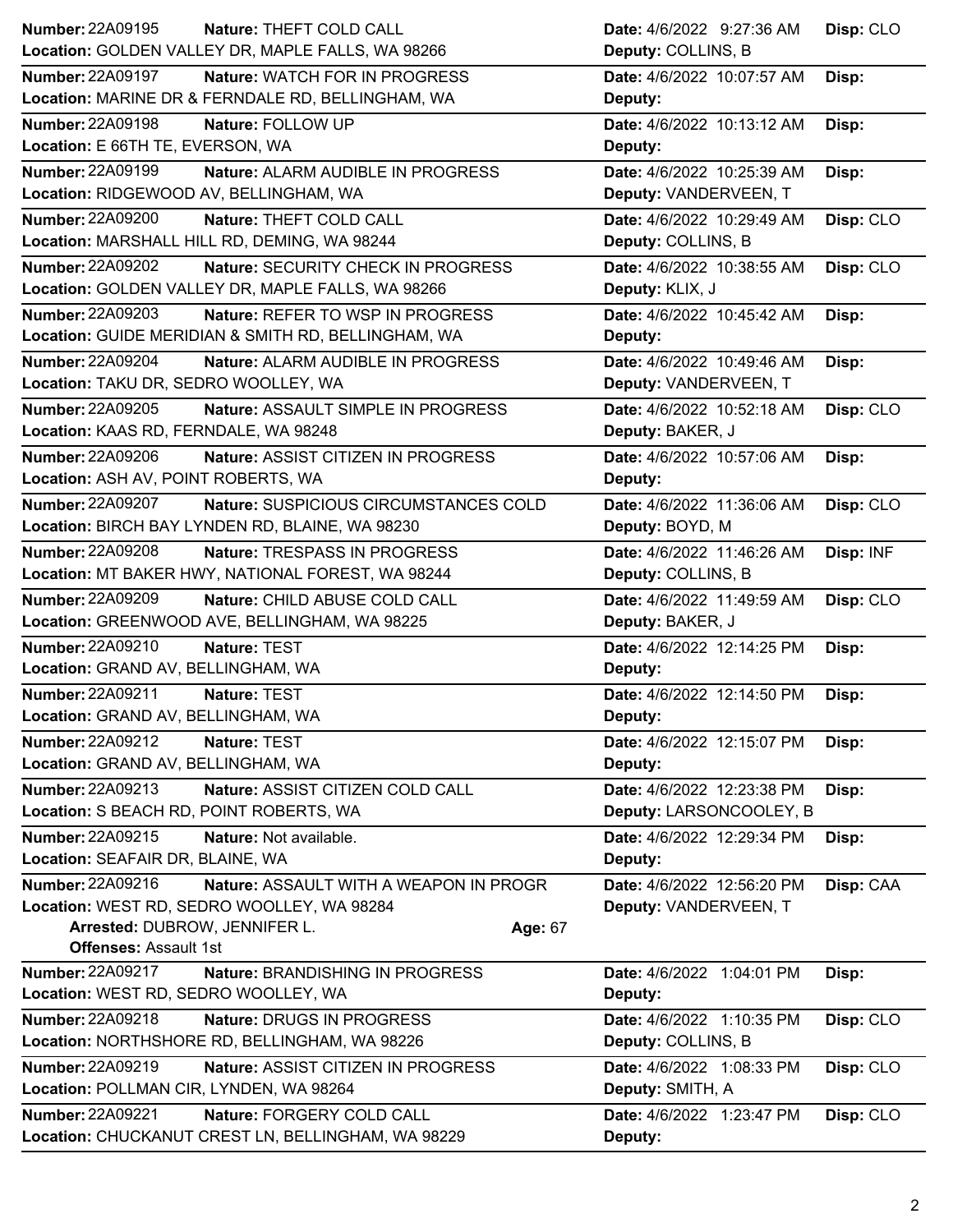**Number:** 22A09195 **Nature:** THEFT COLD CALL **Date:** 4/6/2022 9:27:36 AM **Disp:** CLO
**Location:** GOLDEN VALLEY DR, MAPLE FALLS, WA 98266 **Deputy:** COLLINS, B

---

**Number:** 22A09197 **Nature:** WATCH FOR IN PROGRESS **Date:** 4/6/2022 10:07:57 AM **Disp:**
**Location:** MARINE DR & FERNDALE RD, BELLINGHAM, WA **Deputy:**

---

**Number:** 22A09198 **Nature:** FOLLOW UP **Date:** 4/6/2022 10:13:12 AM **Disp:**
**Location:** E 66TH TE, EVERSON, WA **Deputy:**

---

**Number:** 22A09199 **Nature:** ALARM AUDIBLE IN PROGRESS **Date:** 4/6/2022 10:25:39 AM **Disp:**
**Location:** RIDGEWOOD AV, BELLINGHAM, WA **Deputy:** VANDERVEEN, T

---

**Number:** 22A09200 **Nature:** THEFT COLD CALL **Date:** 4/6/2022 10:29:49 AM **Disp:** CLO
**Location:** MARSHALL HILL RD, DEMING, WA 98244 **Deputy:** COLLINS, B

---

**Number:** 22A09202 **Nature:** SECURITY CHECK IN PROGRESS **Date:** 4/6/2022 10:38:55 AM **Disp:** CLO
**Location:** GOLDEN VALLEY DR, MAPLE FALLS, WA 98266 **Deputy:** KLIX, J

---

**Number:** 22A09203 **Nature:** REFER TO WSP IN PROGRESS **Date:** 4/6/2022 10:45:42 AM **Disp:**
**Location:** GUIDE MERIDIAN & SMITH RD, BELLINGHAM, WA **Deputy:**

---

**Number:** 22A09204 **Nature:** ALARM AUDIBLE IN PROGRESS **Date:** 4/6/2022 10:49:46 AM **Disp:**
**Location:** TAKU DR, SEDRO WOOLLEY, WA **Deputy:** VANDERVEEN, T

---

**Number:** 22A09205 **Nature:** ASSAULT SIMPLE IN PROGRESS **Date:** 4/6/2022 10:52:18 AM **Disp:** CLO
**Location:** KAAS RD, FERNDALE, WA 98248 **Deputy:** BAKER, J

---

**Number:** 22A09206 **Nature:** ASSIST CITIZEN IN PROGRESS **Date:** 4/6/2022 10:57:06 AM **Disp:**
**Location:** ASH AV, POINT ROBERTS, WA **Deputy:**

---

**Number:** 22A09207 **Nature:** SUSPICIOUS CIRCUMSTANCES COLD **Date:** 4/6/2022 11:36:06 AM **Disp:** CLO
**Location:** BIRCH BAY LYNDEN RD, BLAINE, WA 98230 **Deputy:** BOYD, M

---

**Number:** 22A09208 **Nature:** TRESPASS IN PROGRESS **Date:** 4/6/2022 11:46:26 AM **Disp:** INF
**Location:** MT BAKER HWY, NATIONAL FOREST, WA 98244 **Deputy:** COLLINS, B

---

**Number:** 22A09209 **Nature:** CHILD ABUSE COLD CALL **Date:** 4/6/2022 11:49:59 AM **Disp:** CLO
**Location:** GREENWOOD AVE, BELLINGHAM, WA 98225 **Deputy:** BAKER, J

---

**Number:** 22A09210 **Nature:** TEST **Date:** 4/6/2022 12:14:25 PM **Disp:**
**Location:** GRAND AV, BELLINGHAM, WA **Deputy:**

---

**Number:** 22A09211 **Nature:** TEST **Date:** 4/6/2022 12:14:50 PM **Disp:**
**Location:** GRAND AV, BELLINGHAM, WA **Deputy:**

---

**Number:** 22A09212 **Nature:** TEST **Date:** 4/6/2022 12:15:07 PM **Disp:**
**Location:** GRAND AV, BELLINGHAM, WA **Deputy:**

---

**Number:** 22A09213 **Nature:** ASSIST CITIZEN COLD CALL **Date:** 4/6/2022 12:23:38 PM **Disp:**
**Location:** S BEACH RD, POINT ROBERTS, WA **Deputy:** LARSONCOOLEY, B

---

**Number:** 22A09215 **Nature:** Not available. **Date:** 4/6/2022 12:29:34 PM **Disp:**
**Location:** SEAFAIR DR, BLAINE, WA **Deputy:**

---

**Number:** 22A09216 **Nature:** ASSAULT WITH A WEAPON IN PROGR **Date:** 4/6/2022 12:56:20 PM **Disp:** CAA
**Location:** WEST RD, SEDRO WOOLLEY, WA 98284 **Deputy:** VANDERVEEN, T
**Arrested:** DUBROW, JENNIFER L. **Age:** 67
**Offenses:** Assault 1st

---

**Number:** 22A09217 **Nature:** BRANDISHING IN PROGRESS **Date:** 4/6/2022 1:04:01 PM **Disp:**
**Location:** WEST RD, SEDRO WOOLLEY, WA **Deputy:**

---

**Number:** 22A09218 **Nature:** DRUGS IN PROGRESS **Date:** 4/6/2022 1:10:35 PM **Disp:** CLO
**Location:** NORTHSHORE RD, BELLINGHAM, WA 98226 **Deputy:** COLLINS, B

---

**Number:** 22A09219 **Nature:** ASSIST CITIZEN IN PROGRESS **Date:** 4/6/2022 1:08:33 PM **Disp:** CLO
**Location:** POLLMAN CIR, LYNDEN, WA 98264 **Deputy:** SMITH, A

---

**Number:** 22A09221 **Nature:** FORGERY COLD CALL **Date:** 4/6/2022 1:23:47 PM **Disp:** CLO
**Location:** CHUCKANUT CREST LN, BELLINGHAM, WA 98229 **Deputy:**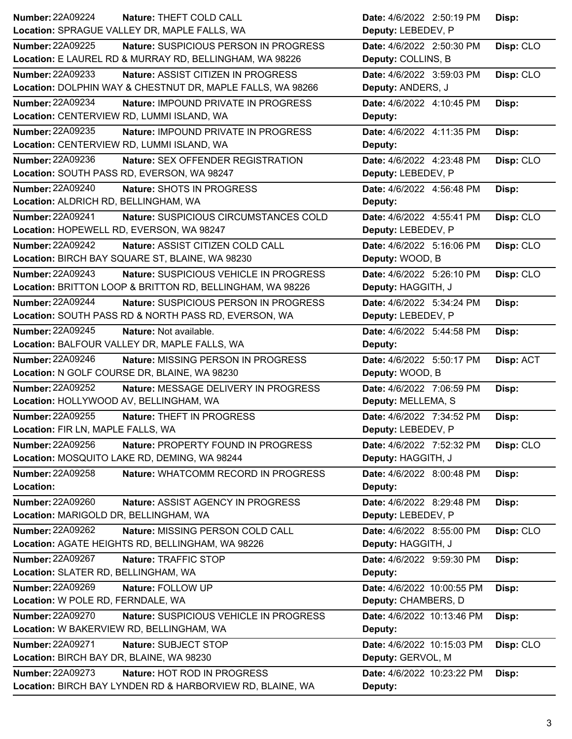| Number | Nature | Date | Disp | Location | Deputy |
|---|---|---|---|---|---|
| 22A09224 | THEFT COLD CALL | 4/6/2022 2:50:19 PM | | SPRAGUE VALLEY DR, MAPLE FALLS, WA | LEBEDEV, P |
| 22A09225 | SUSPICIOUS PERSON IN PROGRESS | 4/6/2022 2:50:30 PM | CLO | E LAUREL RD & MURRAY RD, BELLINGHAM, WA 98226 | COLLINS, B |
| 22A09233 | ASSIST CITIZEN IN PROGRESS | 4/6/2022 3:59:03 PM | CLO | DOLPHIN WAY & CHESTNUT DR, MAPLE FALLS, WA 98266 | ANDERS, J |
| 22A09234 | IMPOUND PRIVATE IN PROGRESS | 4/6/2022 4:10:45 PM | | CENTERVIEW RD, LUMMI ISLAND, WA | |
| 22A09235 | IMPOUND PRIVATE IN PROGRESS | 4/6/2022 4:11:35 PM | | CENTERVIEW RD, LUMMI ISLAND, WA | |
| 22A09236 | SEX OFFENDER REGISTRATION | 4/6/2022 4:23:48 PM | CLO | SOUTH PASS RD, EVERSON, WA 98247 | LEBEDEV, P |
| 22A09240 | SHOTS IN PROGRESS | 4/6/2022 4:56:48 PM | | ALDRICH RD, BELLINGHAM, WA | |
| 22A09241 | SUSPICIOUS CIRCUMSTANCES COLD | 4/6/2022 4:55:41 PM | CLO | HOPEWELL RD, EVERSON, WA 98247 | LEBEDEV, P |
| 22A09242 | ASSIST CITIZEN COLD CALL | 4/6/2022 5:16:06 PM | CLO | BIRCH BAY SQUARE ST, BLAINE, WA 98230 | WOOD, B |
| 22A09243 | SUSPICIOUS VEHICLE IN PROGRESS | 4/6/2022 5:26:10 PM | CLO | BRITTON LOOP & BRITTON RD, BELLINGHAM, WA 98226 | HAGGITH, J |
| 22A09244 | SUSPICIOUS PERSON IN PROGRESS | 4/6/2022 5:34:24 PM | | SOUTH PASS RD & NORTH PASS RD, EVERSON, WA | LEBEDEV, P |
| 22A09245 | Not available. | 4/6/2022 5:44:58 PM | | BALFOUR VALLEY DR, MAPLE FALLS, WA | |
| 22A09246 | MISSING PERSON IN PROGRESS | 4/6/2022 5:50:17 PM | ACT | N GOLF COURSE DR, BLAINE, WA 98230 | WOOD, B |
| 22A09252 | MESSAGE DELIVERY IN PROGRESS | 4/6/2022 7:06:59 PM | | HOLLYWOOD AV, BELLINGHAM, WA | MELLEMA, S |
| 22A09255 | THEFT IN PROGRESS | 4/6/2022 7:34:52 PM | | FIR LN, MAPLE FALLS, WA | LEBEDEV, P |
| 22A09256 | PROPERTY FOUND IN PROGRESS | 4/6/2022 7:52:32 PM | CLO | MOSQUITO LAKE RD, DEMING, WA 98244 | HAGGITH, J |
| 22A09258 | WHATCOMM RECORD IN PROGRESS | 4/6/2022 8:00:48 PM | | | |
| 22A09260 | ASSIST AGENCY IN PROGRESS | 4/6/2022 8:29:48 PM | | MARIGOLD DR, BELLINGHAM, WA | LEBEDEV, P |
| 22A09262 | MISSING PERSON COLD CALL | 4/6/2022 8:55:00 PM | CLO | AGATE HEIGHTS RD, BELLINGHAM, WA 98226 | HAGGITH, J |
| 22A09267 | TRAFFIC STOP | 4/6/2022 9:59:30 PM | | SLATER RD, BELLINGHAM, WA | |
| 22A09269 | FOLLOW UP | 4/6/2022 10:00:55 PM | | W POLE RD, FERNDALE, WA | CHAMBERS, D |
| 22A09270 | SUSPICIOUS VEHICLE IN PROGRESS | 4/6/2022 10:13:46 PM | | W BAKERVIEW RD, BELLINGHAM, WA | |
| 22A09271 | SUBJECT STOP | 4/6/2022 10:15:03 PM | CLO | BIRCH BAY DR, BLAINE, WA 98230 | GERVOL, M |
| 22A09273 | HOT ROD IN PROGRESS | 4/6/2022 10:23:22 PM | | BIRCH BAY LYNDEN RD & HARBORVIEW RD, BLAINE, WA | |